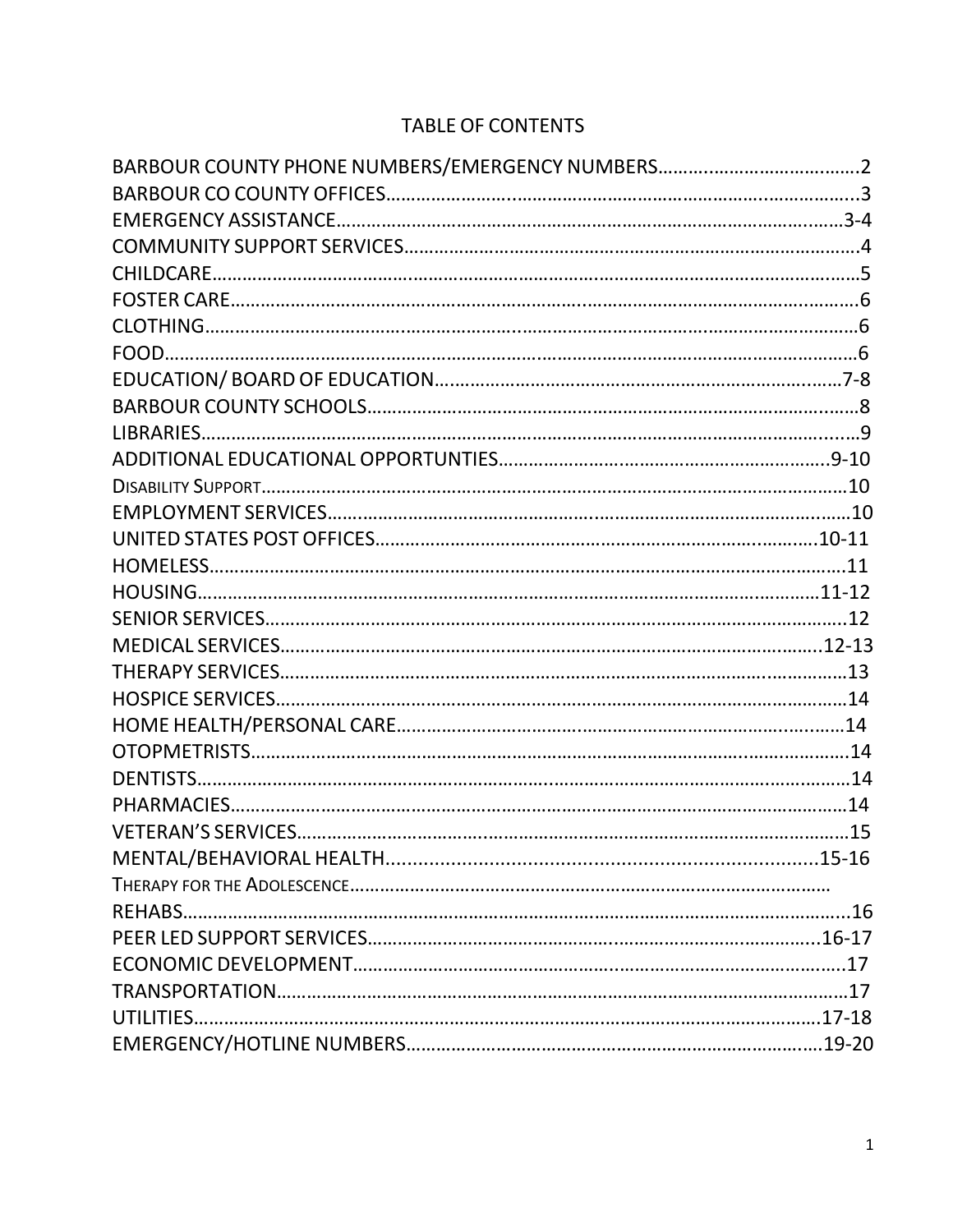# TABLE OF CONTENTS

BARBOUR COUNTY PHONE NUMBERS/EMERGENCY NUMBERS……..............................2
BARBOUR CO COUNTY OFFICES……………………………………………………...........................3
EMERGENCY ASSISTANCE…………………………………………………………………………….........3-4
COMMUNITY SUPPORT SERVICES……………………………………………………………………………4
CHILDCARE……………………………………………………………………………………………………………5
FOSTER CARE…………………………………………………………………………………………...………….6
CLOTHING……………………………………………………….…………………………………………………….6
FOOD…………………………………………………………………………………………………………………….6
EDUCATION/ BOARD OF EDUCATION……………………………………………………………….....7-8
BARBOUR COUNTY SCHOOLS………………………………………………………………………..........8
LIBRARIES………………………………………………………………………………………………………...…9
ADDITIONAL EDUCATIONAL OPPORTUNTIES……………………………………………………....9-10
DISABILITY SUPPORT……………………………………………………………………………………………10
EMPLOYMENT SERVICES……………………………………………….………………………………..……10
UNITED STATES POST OFFICES………………………………………………………………………...10-11
HOMELESS……………………………………………………………………………………………………...….11
HOUSING………………………………………………………………………………………………………….11-12
SENIOR SERVICES…………………………………………………………………………………………..…...12
MEDICAL SERVICES……………………………………………………………………………………......12-13
THERAPY SERVICES………………………………………………………………………………….…………13
HOSPICE SERVICES……………………………………………………………………………………………...14
HOME HEALTH/PERSONAL CARE……………………………………………….………………….......14
OTOPMETRISTS…………………………………………………………………………………………….........14
DENTISTS………………………………………………………………………………………………………………14
PHARMACIES……………………………………………………………………………………………………….14
VETERAN'S SERVICES……………………………………………………………………………………………15
MENTAL/BEHAVIORAL HEALTH..............................................................................15-16
THERAPY FOR THE ADOLESCENCE………………………………………………………………………
REHABS…………………………………………………………………………………………………………...…..16
PEER LED SUPPORT SERVICES……………………………………………………..…………………...16-17
ECONOMIC DEVELOPMENT………………………………………………………………………………….17
TRANSPORTATION…………………………………………………………………………………………...…17
UTILITIES………………………………………………………………………………………………………...17-18
EMERGENCY/HOTLINE NUMBERS…………………………………………………………………......19-20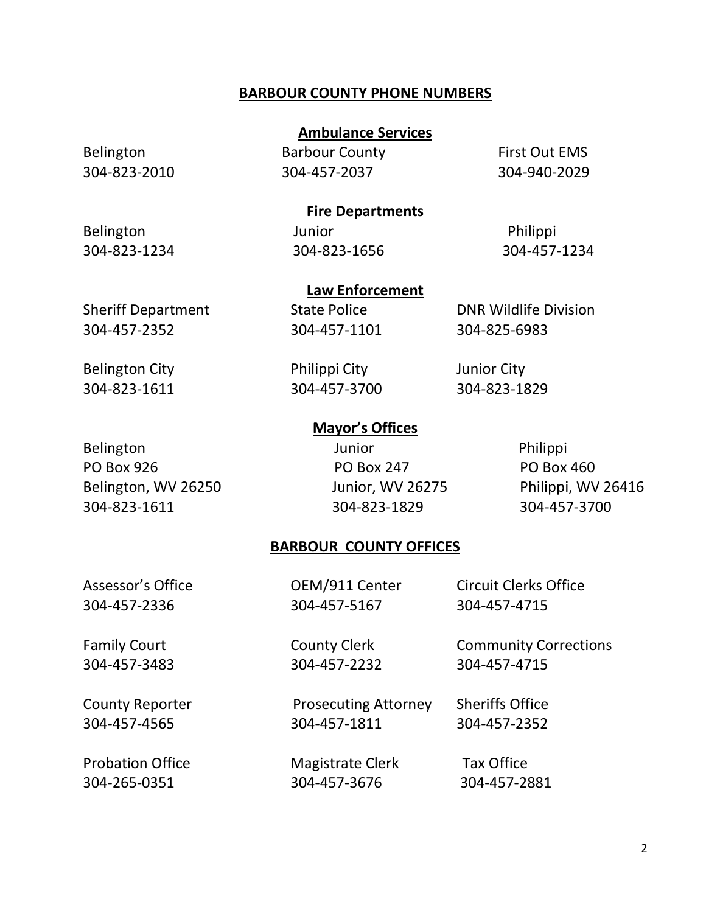# BARBOUR COUNTY PHONE NUMBERS

## Ambulance Services

| Belington | Barbour County | First Out EMS |
|---|---|---|
| 304-823-2010 | 304-457-2037 | 304-940-2029 |

## Fire Departments

| Belington | Junior | Philippi |
|---|---|---|
| 304-823-1234 | 304-823-1656 | 304-457-1234 |

## Law Enforcement

| Sheriff Department | State Police | DNR Wildlife Division |
|---|---|---|
| 304-457-2352 | 304-457-1101 | 304-825-6983 |
| **Belington City** | **Philippi City** | **Junior City** |
| 304-823-1611 | 304-457-3700 | 304-823-1829 |

## Mayor's Offices

| Belington | Junior | Philippi |
|---|---|---|
| PO Box 926 | PO Box 247 | PO Box 460 |
| Belington, WV 26250 | Junior, WV 26275 | Philippi, WV 26416 |
| 304-823-1611 | 304-823-1829 | 304-457-3700 |

# BARBOUR COUNTY OFFICES

| Assessor's Office | OEM/911 Center | Circuit Clerks Office |
|---|---|---|
| 304-457-2336 | 304-457-5167 | 304-457-4715 |
| **Family Court** | **County Clerk** | **Community Corrections** |
| 304-457-3483 | 304-457-2232 | 304-457-4715 |
| **County Reporter** | **Prosecuting Attorney** | **Sheriffs Office** |
| 304-457-4565 | 304-457-1811 | 304-457-2352 |
| **Probation Office** | **Magistrate Clerk** | **Tax Office** |
| 304-265-0351 | 304-457-3676 | 304-457-2881 |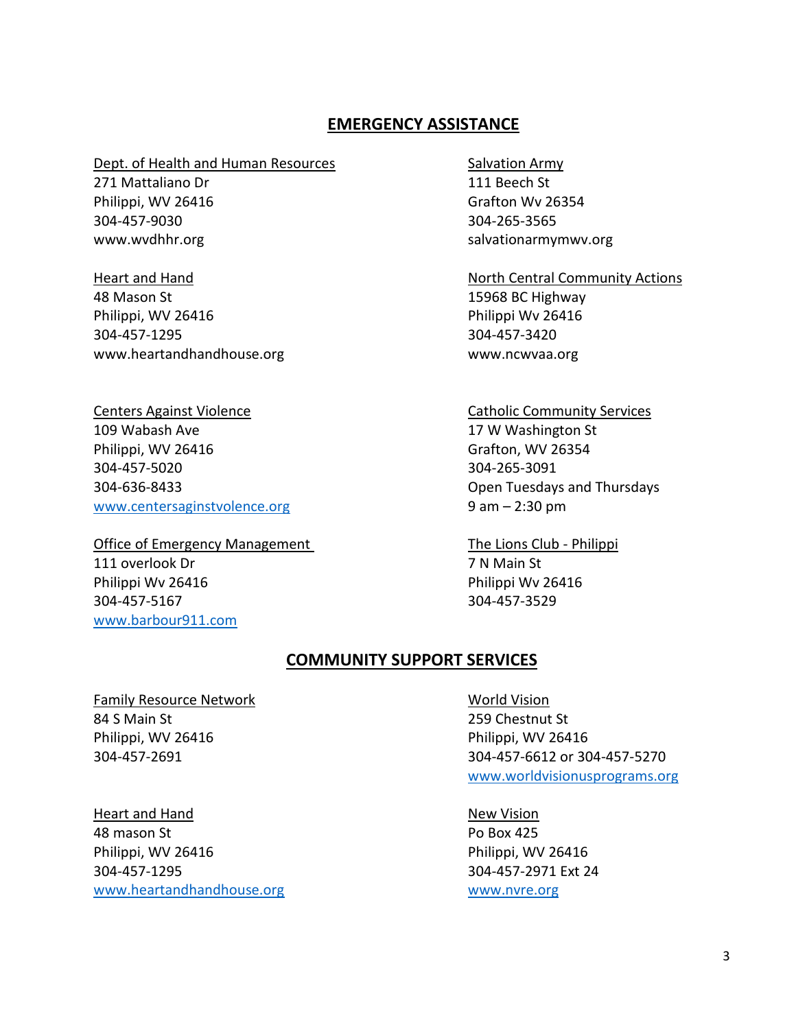## EMERGENCY ASSISTANCE

Dept. of Health and Human Resources
271 Mattaliano Dr
Philippi, WV 26416
304-457-9030
www.wvdhhr.org

Heart and Hand
48 Mason St
Philippi, WV 26416
304-457-1295
www.heartandhandhouse.org

Centers Against Violence
109 Wabash Ave
Philippi, WV 26416
304-457-5020
304-636-8433
www.centersaginstvolence.org

Office of Emergency Management
111 overlook Dr
Philippi Wv 26416
304-457-5167
www.barbour911.com

Salvation Army
111 Beech St
Grafton Wv 26354
304-265-3565
salvationarmymwv.org

North Central Community Actions
15968 BC Highway
Philippi Wv 26416
304-457-3420
www.ncwvaa.org

Catholic Community Services
17 W Washington St
Grafton, WV 26354
304-265-3091
Open Tuesdays and Thursdays
9 am – 2:30 pm

The Lions Club - Philippi
7 N Main St
Philippi Wv 26416
304-457-3529

## COMMUNITY SUPPORT SERVICES

Family Resource Network
84 S Main St
Philippi, WV 26416
304-457-2691

Heart and Hand
48 mason St
Philippi, WV 26416
304-457-1295
www.heartandhandhouse.org

World Vision
259 Chestnut St
Philippi, WV 26416
304-457-6612 or 304-457-5270
www.worldvisionusprograms.org

New Vision
Po Box 425
Philippi, WV 26416
304-457-2971 Ext 24
www.nvre.org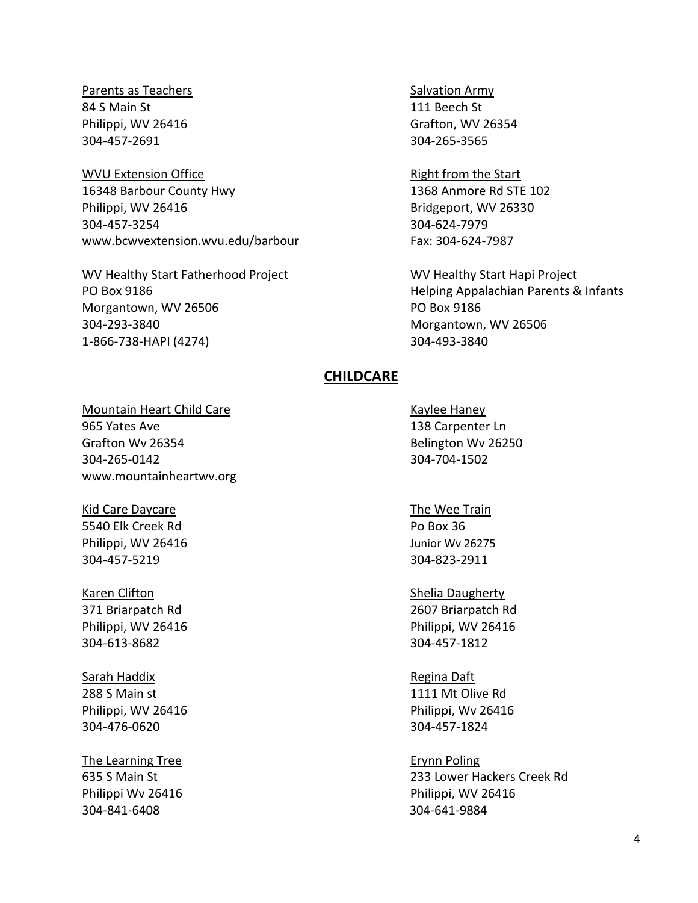Parents as Teachers
84 S Main St
Philippi, WV 26416
304-457-2691

Salvation Army
111 Beech St
Grafton, WV 26354
304-265-3565

WVU Extension Office
16348 Barbour County Hwy
Philippi, WV 26416
304-457-3254
www.bcwvextension.wvu.edu/barbour

Right from the Start
1368 Anmore Rd STE 102
Bridgeport, WV 26330
304-624-7979
Fax: 304-624-7987

WV Healthy Start Fatherhood Project
PO Box 9186
Morgantown, WV 26506
304-293-3840
1-866-738-HAPI (4274)

WV Healthy Start Hapi Project
Helping Appalachian Parents & Infants
PO Box 9186
Morgantown, WV 26506
304-493-3840

## CHILDCARE

Mountain Heart Child Care
965 Yates Ave
Grafton Wv 26354
304-265-0142
www.mountainheartwv.org

Kaylee Haney
138 Carpenter Ln
Belington Wv 26250
304-704-1502

Kid Care Daycare
5540 Elk Creek Rd
Philippi, WV 26416
304-457-5219

The Wee Train
Po Box 36
Junior Wv 26275
304-823-2911

Karen Clifton
371 Briarpatch Rd
Philippi, WV 26416
304-613-8682

Shelia Daugherty
2607 Briarpatch Rd
Philippi, WV 26416
304-457-1812

Sarah Haddix
288 S Main st
Philippi, WV 26416
304-476-0620

Regina Daft
1111 Mt Olive Rd
Philippi, Wv 26416
304-457-1824

The Learning Tree
635 S Main St
Philippi Wv 26416
304-841-6408

Erynn Poling
233 Lower Hackers Creek Rd
Philippi, WV 26416
304-641-9884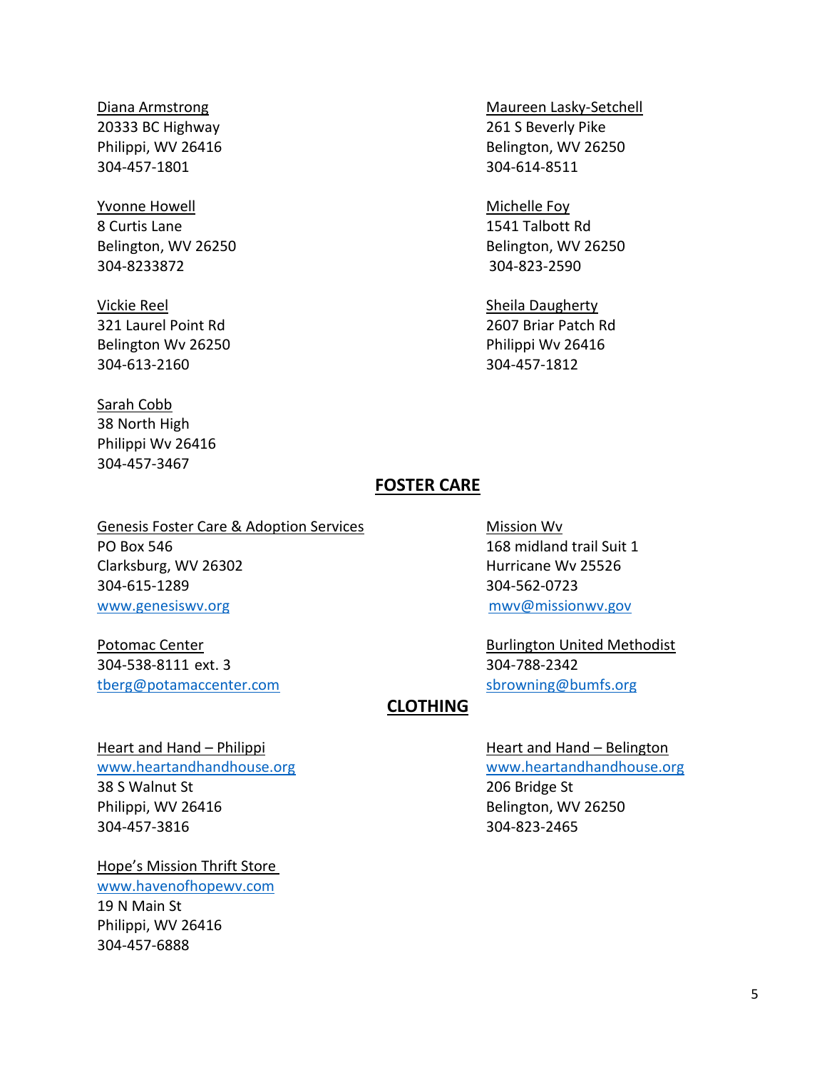Diana Armstrong
20333 BC Highway
Philippi, WV 26416
304-457-1801

Yvonne Howell
8 Curtis Lane
Belington, WV 26250
304-8233872

Vickie Reel
321 Laurel Point Rd
Belington Wv 26250
304-613-2160

Sarah Cobb
38 North High
Philippi Wv 26416
304-457-3467

Maureen Lasky-Setchell
261 S Beverly Pike
Belington, WV 26250
304-614-8511

Michelle Foy
1541 Talbott Rd
Belington, WV 26250
304-823-2590

Sheila Daugherty
2607 Briar Patch Rd
Philippi Wv 26416
304-457-1812

## FOSTER CARE

Genesis Foster Care & Adoption Services
PO Box 546
Clarksburg, WV 26302
304-615-1289
www.genesiswv.org

Potomac Center
304-538-8111 ext. 3
tberg@potamaccenter.com

Mission Wv
168 midland trail Suit 1
Hurricane Wv 25526
304-562-0723
mwv@missionwv.gov

Burlington United Methodist
304-788-2342
sbrowning@bumfs.org

## CLOTHING

Heart and Hand – Philippi
www.heartandhandhouse.org
38 S Walnut St
Philippi, WV 26416
304-457-3816

Hope's Mission Thrift Store
www.havenofhopewv.com
19 N Main St
Philippi, WV 26416
304-457-6888

Heart and Hand – Belington
www.heartandhandhouse.org
206 Bridge St
Belington, WV 26250
304-823-2465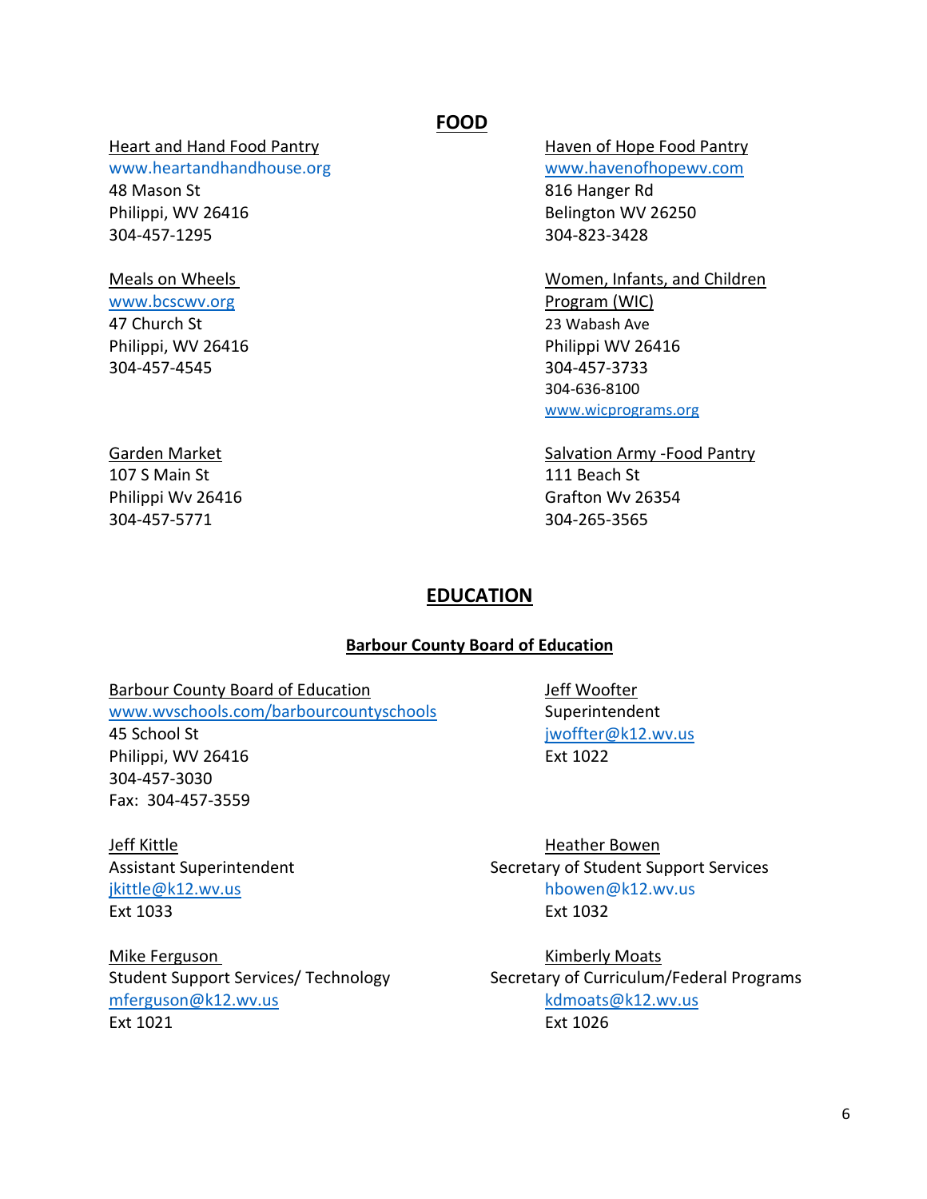## FOOD

Heart and Hand Food Pantry
www.heartandhandhouse.org
48 Mason St
Philippi, WV 26416
304-457-1295

Haven of Hope Food Pantry
www.havenofhopewv.com
816 Hanger Rd
Belington WV 26250
304-823-3428

Meals on Wheels
www.bcscwv.org
47 Church St
Philippi, WV 26416
304-457-4545

Women, Infants, and Children Program (WIC)
23 Wabash Ave
Philippi WV 26416
304-457-3733
304-636-8100
www.wicprograms.org

Garden Market
107 S Main St
Philippi Wv 26416
304-457-5771

Salvation Army -Food Pantry
111 Beach St
Grafton Wv 26354
304-265-3565

## EDUCATION

### Barbour County Board of Education

Barbour County Board of Education
www.wvschools.com/barbourcountyschools
45 School St
Philippi, WV 26416
304-457-3030
Fax: 304-457-3559

Jeff Woofter
Superintendent
jwoffter@k12.wv.us
Ext 1022

Jeff Kittle
Assistant Superintendent
jkittle@k12.wv.us
Ext 1033

Heather Bowen
Secretary of Student Support Services
hbowen@k12.wv.us
Ext 1032

Mike Ferguson
Student Support Services/ Technology
mferguson@k12.wv.us
Ext 1021

Kimberly Moats
Secretary of Curriculum/Federal Programs
kdmoats@k12.wv.us
Ext 1026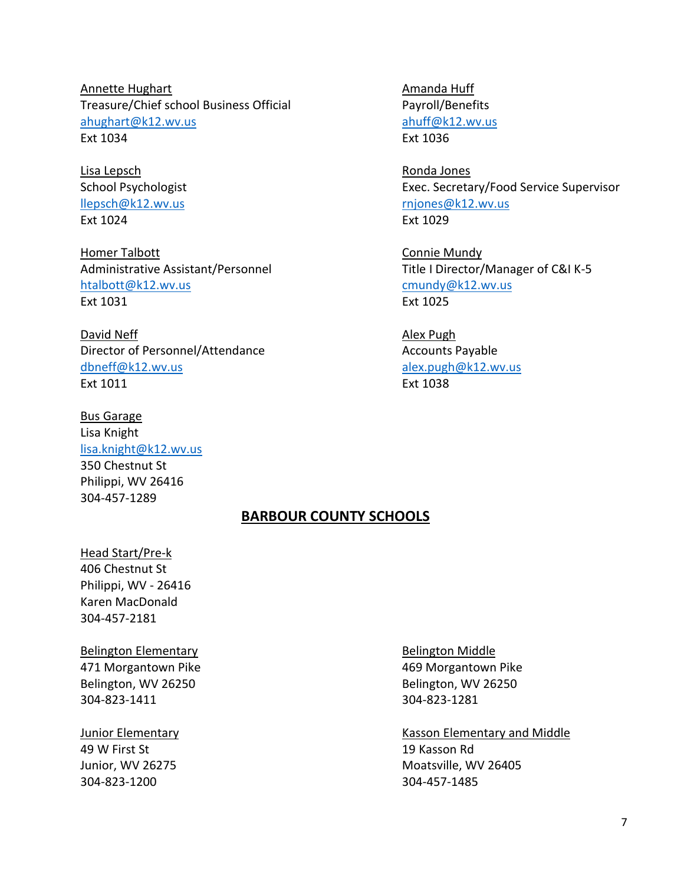Annette Hughart
Treasure/Chief school Business Official
ahughart@k12.wv.us
Ext 1034

Amanda Huff
Payroll/Benefits
ahuff@k12.wv.us
Ext 1036

Lisa Lepsch
School Psychologist
llepsch@k12.wv.us
Ext 1024

Ronda Jones
Exec. Secretary/Food Service Supervisor
rnjones@k12.wv.us
Ext 1029

Homer Talbott
Administrative Assistant/Personnel
htalbott@k12.wv.us
Ext 1031

Connie Mundy
Title I Director/Manager of C&I K-5
cmundy@k12.wv.us
Ext 1025

David Neff
Director of Personnel/Attendance
dbneff@k12.wv.us
Ext 1011

Alex Pugh
Accounts Payable
alex.pugh@k12.wv.us
Ext 1038

Bus Garage
Lisa Knight
lisa.knight@k12.wv.us
350 Chestnut St
Philippi, WV 26416
304-457-1289

## BARBOUR COUNTY SCHOOLS

Head Start/Pre-k
406 Chestnut St
Philippi, WV - 26416
Karen MacDonald
304-457-2181

Belington Elementary
471 Morgantown Pike
Belington, WV 26250
304-823-1411

Belington Middle
469 Morgantown Pike
Belington, WV 26250
304-823-1281

Junior Elementary
49 W First St
Junior, WV 26275
304-823-1200

Kasson Elementary and Middle
19 Kasson Rd
Moatsville, WV 26405
304-457-1485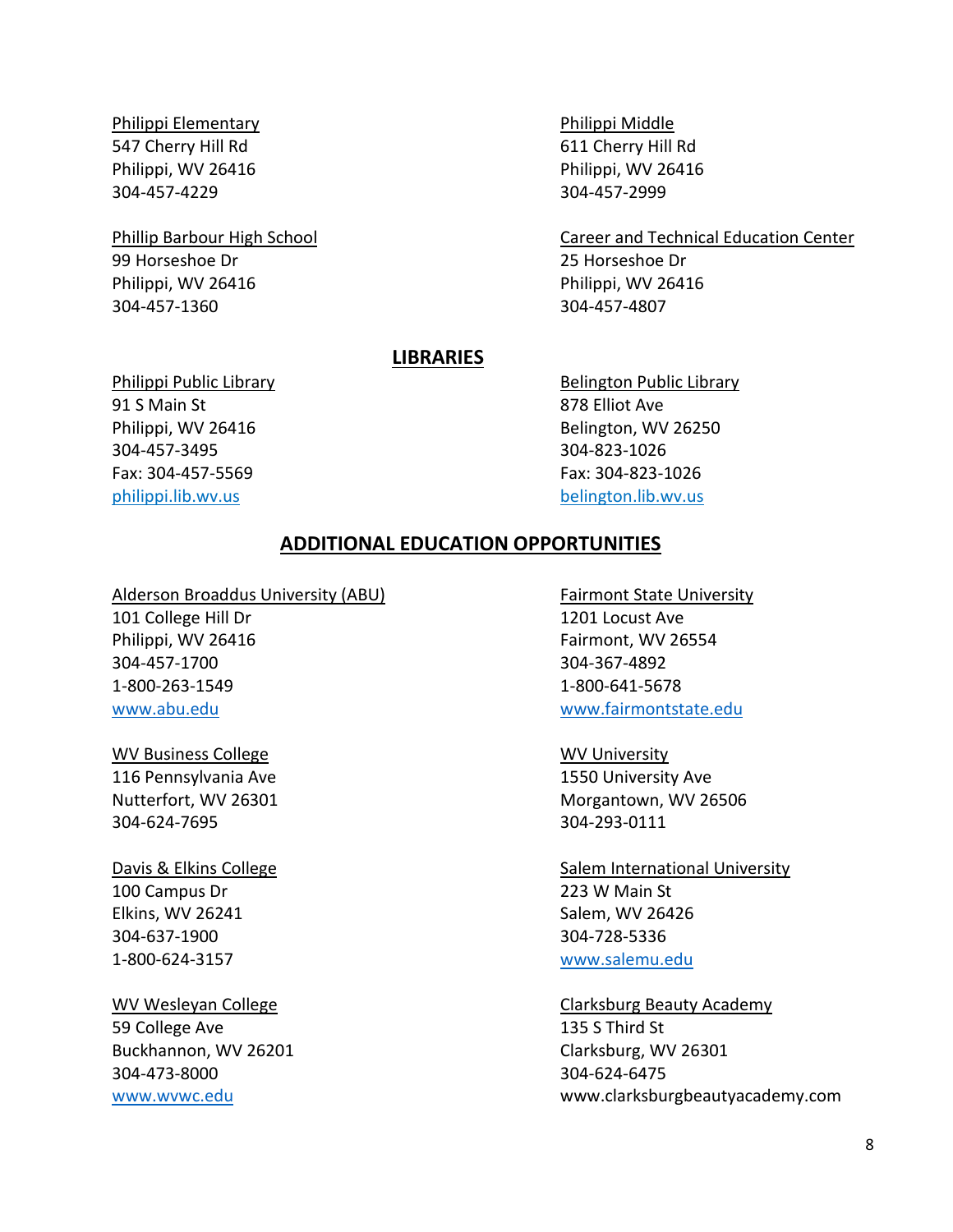Philippi Elementary
547 Cherry Hill Rd
Philippi, WV 26416
304-457-4229

Philippi Middle
611 Cherry Hill Rd
Philippi, WV 26416
304-457-2999

Phillip Barbour High School
99 Horseshoe Dr
Philippi, WV 26416
304-457-1360

Career and Technical Education Center
25 Horseshoe Dr
Philippi, WV 26416
304-457-4807

## LIBRARIES

Philippi Public Library
91 S Main St
Philippi, WV 26416
304-457-3495
Fax: 304-457-5569
philippi.lib.wv.us

Belington Public Library
878 Elliot Ave
Belington, WV 26250
304-823-1026
Fax: 304-823-1026
belington.lib.wv.us

## ADDITIONAL EDUCATION OPPORTUNITIES

Alderson Broaddus University (ABU)
101 College Hill Dr
Philippi, WV 26416
304-457-1700
1-800-263-1549
www.abu.edu

Fairmont State University
1201 Locust Ave
Fairmont, WV 26554
304-367-4892
1-800-641-5678
www.fairmontstate.edu

WV Business College
116 Pennsylvania Ave
Nutterfort, WV 26301
304-624-7695

WV University
1550 University Ave
Morgantown, WV 26506
304-293-0111

Davis & Elkins College
100 Campus Dr
Elkins, WV 26241
304-637-1900
1-800-624-3157

Salem International University
223 W Main St
Salem, WV 26426
304-728-5336
www.salemu.edu

WV Wesleyan College
59 College Ave
Buckhannon, WV 26201
304-473-8000
www.wvwc.edu

Clarksburg Beauty Academy
135 S Third St
Clarksburg, WV 26301
304-624-6475
www.clarksburgbeautyacademy.com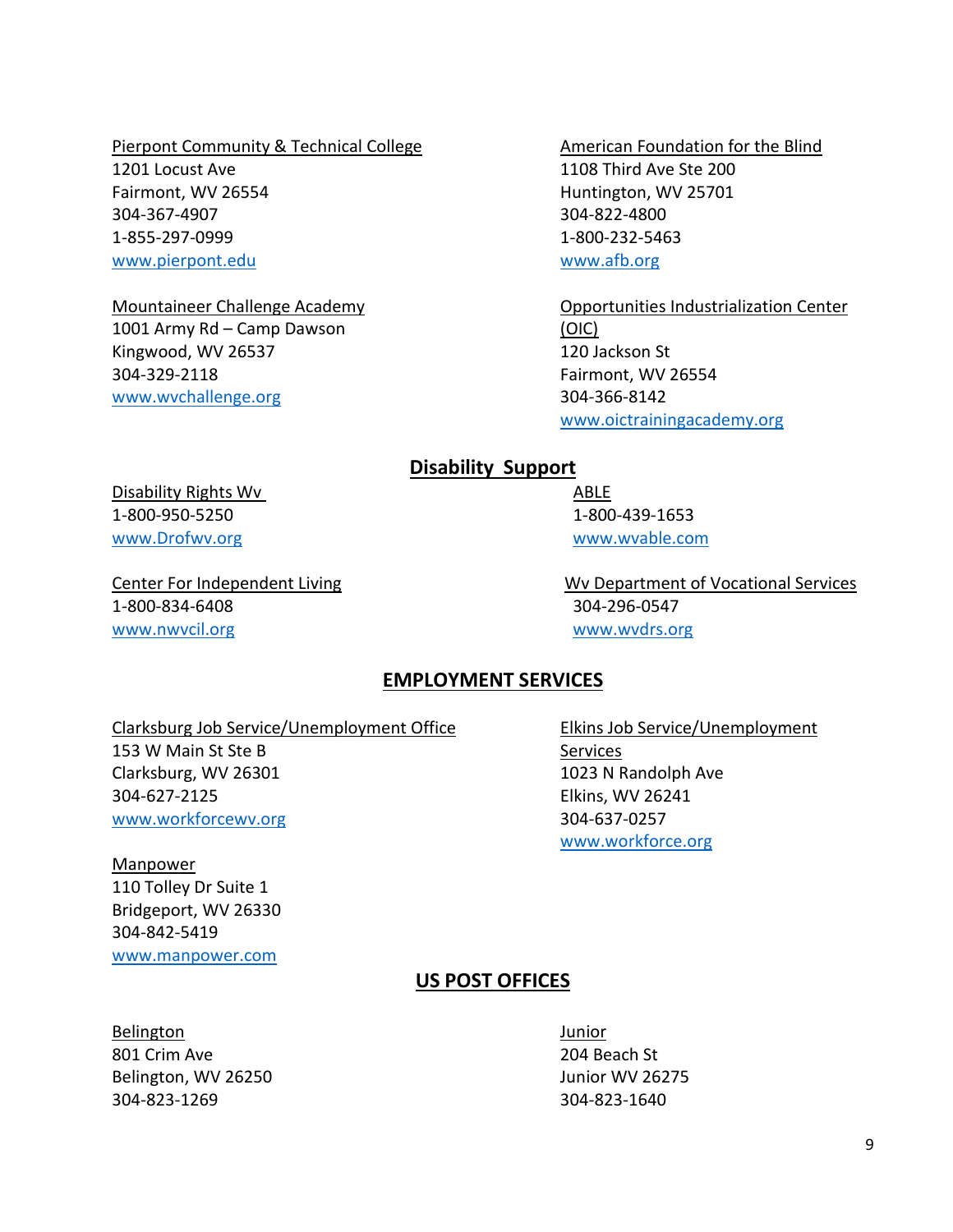Pierpont Community & Technical College
1201 Locust Ave
Fairmont, WV 26554
304-367-4907
1-855-297-0999
www.pierpont.edu

Mountaineer Challenge Academy
1001 Army Rd – Camp Dawson
Kingwood, WV 26537
304-329-2118
www.wvchallenge.org

American Foundation for the Blind
1108 Third Ave Ste 200
Huntington, WV 25701
304-822-4800
1-800-232-5463
www.afb.org

Opportunities Industrialization Center (OIC)
120 Jackson St
Fairmont, WV 26554
304-366-8142
www.oictrainingacademy.org

## Disability Support

Disability Rights Wv
1-800-950-5250
www.Drofwv.org

Center For Independent Living
1-800-834-6408
www.nwvcil.org

ABLE
1-800-439-1653
www.wvable.com

Wv Department of Vocational Services
304-296-0547
www.wvdrs.org

## EMPLOYMENT SERVICES

Clarksburg Job Service/Unemployment Office
153 W Main St Ste B
Clarksburg, WV 26301
304-627-2125
www.workforcewv.org

Manpower
110 Tolley Dr Suite 1
Bridgeport, WV 26330
304-842-5419
www.manpower.com

Elkins Job Service/Unemployment Services
1023 N Randolph Ave
Elkins, WV 26241
304-637-0257
www.workforce.org

## US POST OFFICES

Belington
801 Crim Ave
Belington, WV 26250
304-823-1269

Junior
204 Beach St
Junior WV 26275
304-823-1640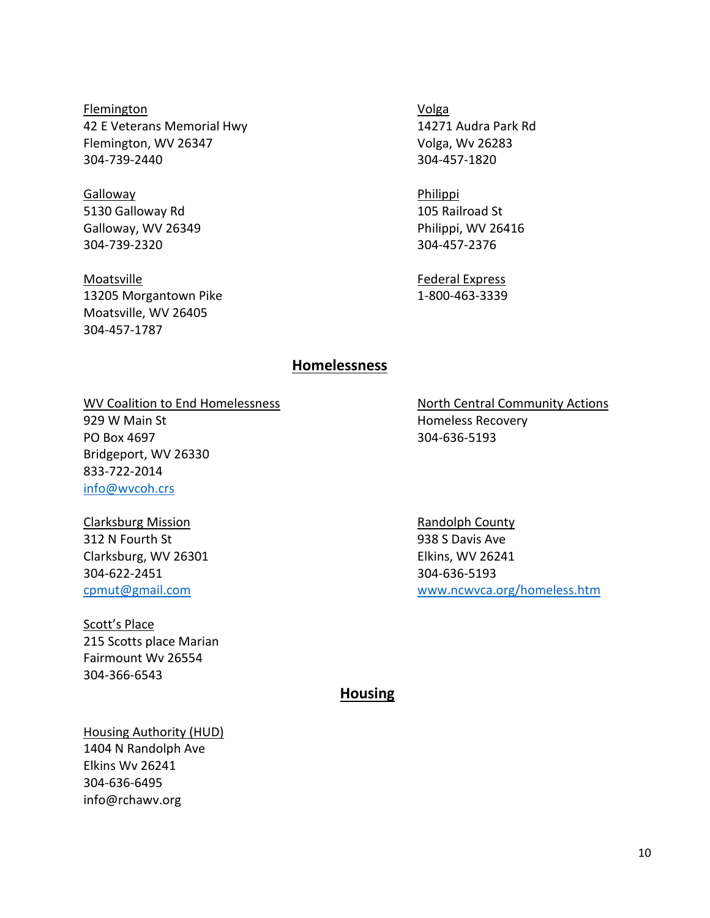Flemington
42 E Veterans Memorial Hwy
Flemington, WV 26347
304-739-2440

Galloway
5130 Galloway Rd
Galloway, WV 26349
304-739-2320

Moatsville
13205 Morgantown Pike
Moatsville, WV 26405
304-457-1787

Volga
14271 Audra Park Rd
Volga, Wv 26283
304-457-1820

Philippi
105 Railroad St
Philippi, WV 26416
304-457-2376

Federal Express
1-800-463-3339

## Homelessness

WV Coalition to End Homelessness
929 W Main St
PO Box 4697
Bridgeport, WV 26330
833-722-2014
info@wvcoh.crs

Clarksburg Mission
312 N Fourth St
Clarksburg, WV 26301
304-622-2451
cpmut@gmail.com

Scott's Place
215 Scotts place Marian
Fairmount Wv 26554
304-366-6543

North Central Community Actions
Homeless Recovery
304-636-5193

Randolph County
938 S Davis Ave
Elkins, WV 26241
304-636-5193
www.ncwvca.org/homeless.htm

## Housing

Housing Authority (HUD)
1404 N Randolph Ave
Elkins Wv 26241
304-636-6495
info@rchawv.org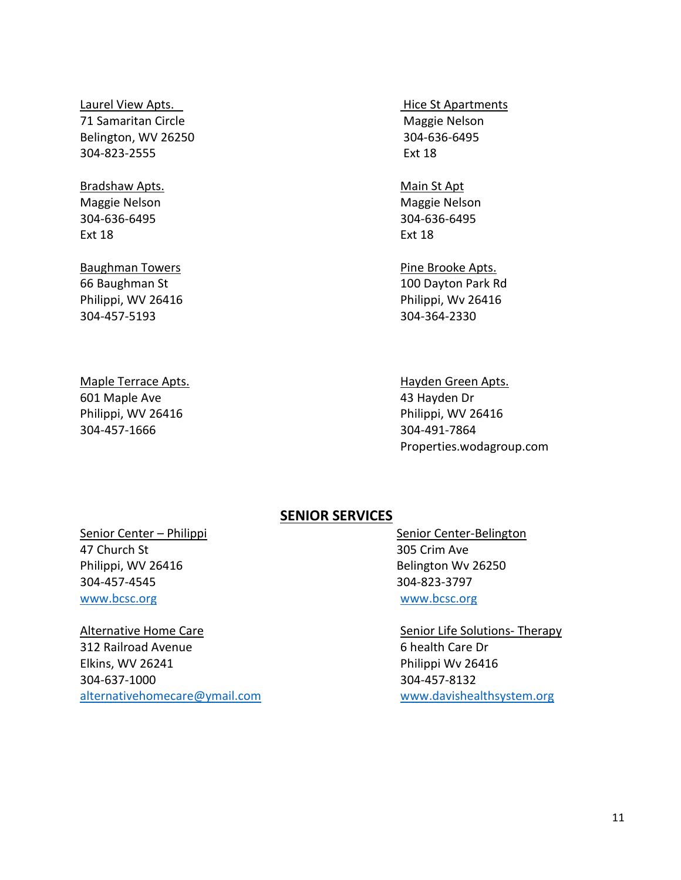Laurel View Apts.
71 Samaritan Circle
Belington, WV 26250
304-823-2555

Hice St Apartments
Maggie Nelson
304-636-6495
Ext 18

Bradshaw Apts.
Maggie Nelson
304-636-6495
Ext 18

Main St Apt
Maggie Nelson
304-636-6495
Ext 18

Baughman Towers
66 Baughman St
Philippi, WV 26416
304-457-5193

Pine Brooke Apts.
100 Dayton Park Rd
Philippi, Wv 26416
304-364-2330

Maple Terrace Apts.
601 Maple Ave
Philippi, WV 26416
304-457-1666

Hayden Green Apts.
43 Hayden Dr
Philippi, WV 26416
304-491-7864
Properties.wodagroup.com

## SENIOR SERVICES

Senior Center – Philippi
47 Church St
Philippi, WV 26416
304-457-4545
www.bcsc.org

Senior Center-Belington
305 Crim Ave
Belington Wv 26250
304-823-3797
www.bcsc.org

Alternative Home Care
312 Railroad Avenue
Elkins, WV 26241
304-637-1000
alternativehomecare@ymail.com

Senior Life Solutions- Therapy
6 health Care Dr
Philippi Wv 26416
304-457-8132
www.davishealthsystem.org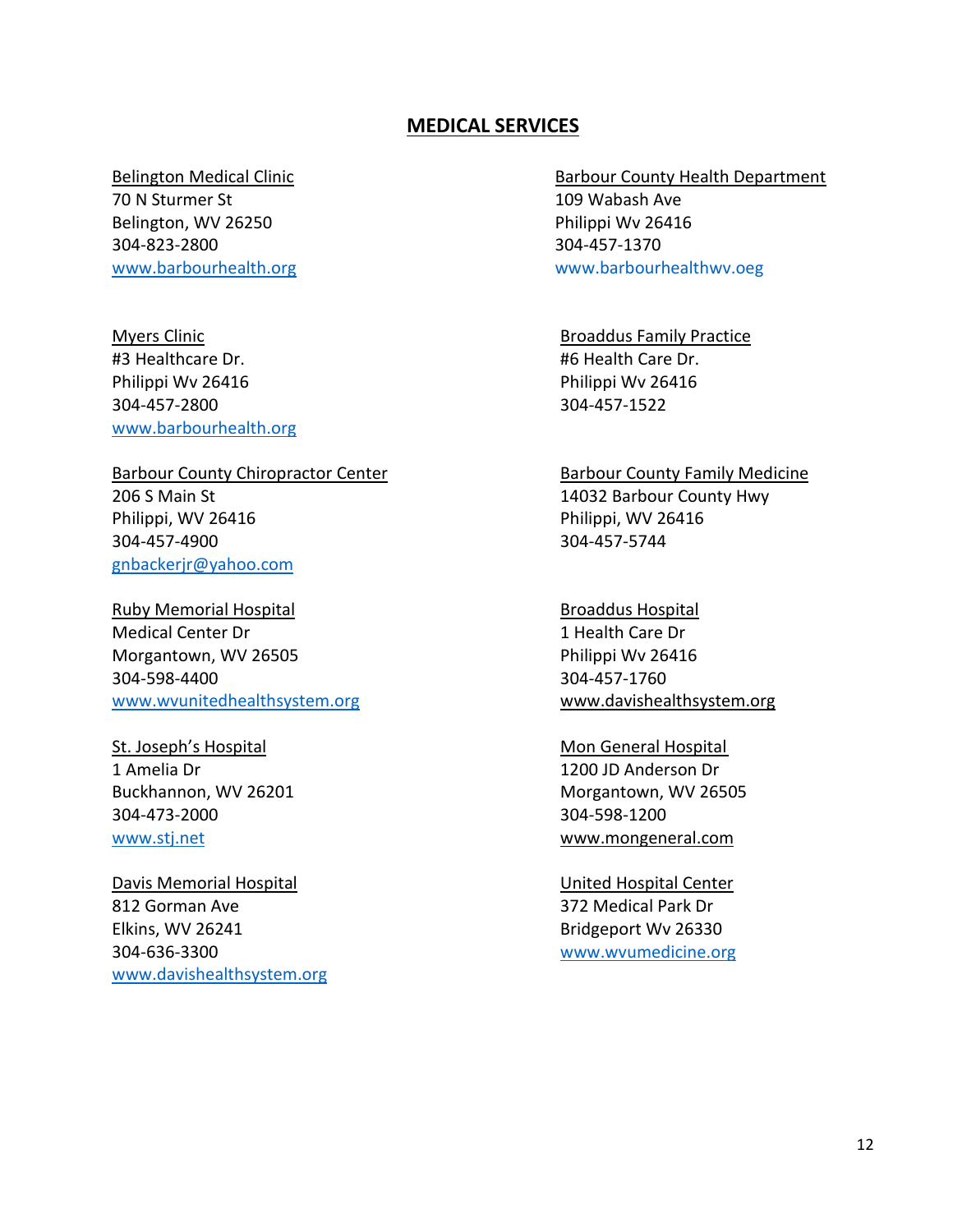# MEDICAL SERVICES

Belington Medical Clinic
70 N Sturmer St
Belington, WV 26250
304-823-2800
www.barbourhealth.org

Barbour County Health Department
109 Wabash Ave
Philippi Wv 26416
304-457-1370
www.barbourhealthwv.oeg

Myers Clinic
#3 Healthcare Dr.
Philippi Wv 26416
304-457-2800
www.barbourhealth.org

Broaddus Family Practice
#6 Health Care Dr.
Philippi Wv 26416
304-457-1522

Barbour County Chiropractor Center
206 S Main St
Philippi, WV 26416
304-457-4900
gnbackerjr@yahoo.com

Barbour County Family Medicine
14032 Barbour County Hwy
Philippi, WV 26416
304-457-5744

Ruby Memorial Hospital
Medical Center Dr
Morgantown, WV 26505
304-598-4400
www.wvunitedhealthsystem.org

Broaddus Hospital
1 Health Care Dr
Philippi Wv 26416
304-457-1760
www.davishealthsystem.org

St. Joseph's Hospital
1 Amelia Dr
Buckhannon, WV 26201
304-473-2000
www.stj.net

Mon General Hospital
1200 JD Anderson Dr
Morgantown, WV 26505
304-598-1200
www.mongeneral.com

Davis Memorial Hospital
812 Gorman Ave
Elkins, WV 26241
304-636-3300
www.davishealthsystem.org

United Hospital Center
372 Medical Park Dr
Bridgeport Wv 26330
www.wvumedicine.org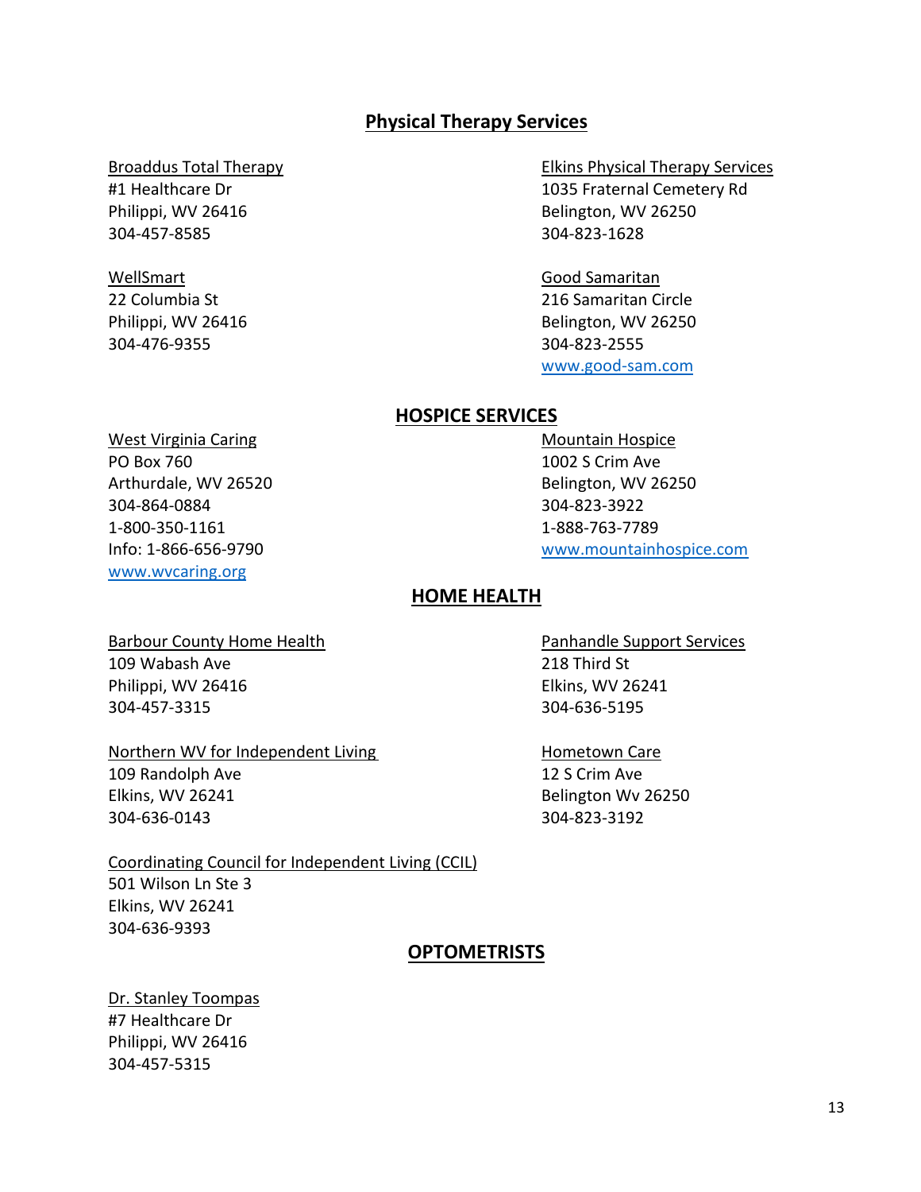## Physical Therapy Services

Broaddus Total Therapy
#1 Healthcare Dr
Philippi, WV 26416
304-457-8585

Elkins Physical Therapy Services
1035 Fraternal Cemetery Rd
Belington, WV 26250
304-823-1628

WellSmart
22 Columbia St
Philippi, WV 26416
304-476-9355

Good Samaritan
216 Samaritan Circle
Belington, WV 26250
304-823-2555
www.good-sam.com

## HOSPICE SERVICES

West Virginia Caring
PO Box 760
Arthurdale, WV 26520
304-864-0884
1-800-350-1161
Info: 1-866-656-9790
www.wvcaring.org

Mountain Hospice
1002 S Crim Ave
Belington, WV 26250
304-823-3922
1-888-763-7789
www.mountainhospice.com

## HOME HEALTH

Barbour County Home Health
109 Wabash Ave
Philippi, WV 26416
304-457-3315

Panhandle Support Services
218 Third St
Elkins, WV 26241
304-636-5195

Northern WV for Independent Living
109 Randolph Ave
Elkins, WV 26241
304-636-0143

Hometown Care
12 S Crim Ave
Belington Wv 26250
304-823-3192

Coordinating Council for Independent Living (CCIL)
501 Wilson Ln Ste 3
Elkins, WV 26241
304-636-9393

## OPTOMETRISTS

Dr. Stanley Toompas
#7 Healthcare Dr
Philippi, WV 26416
304-457-5315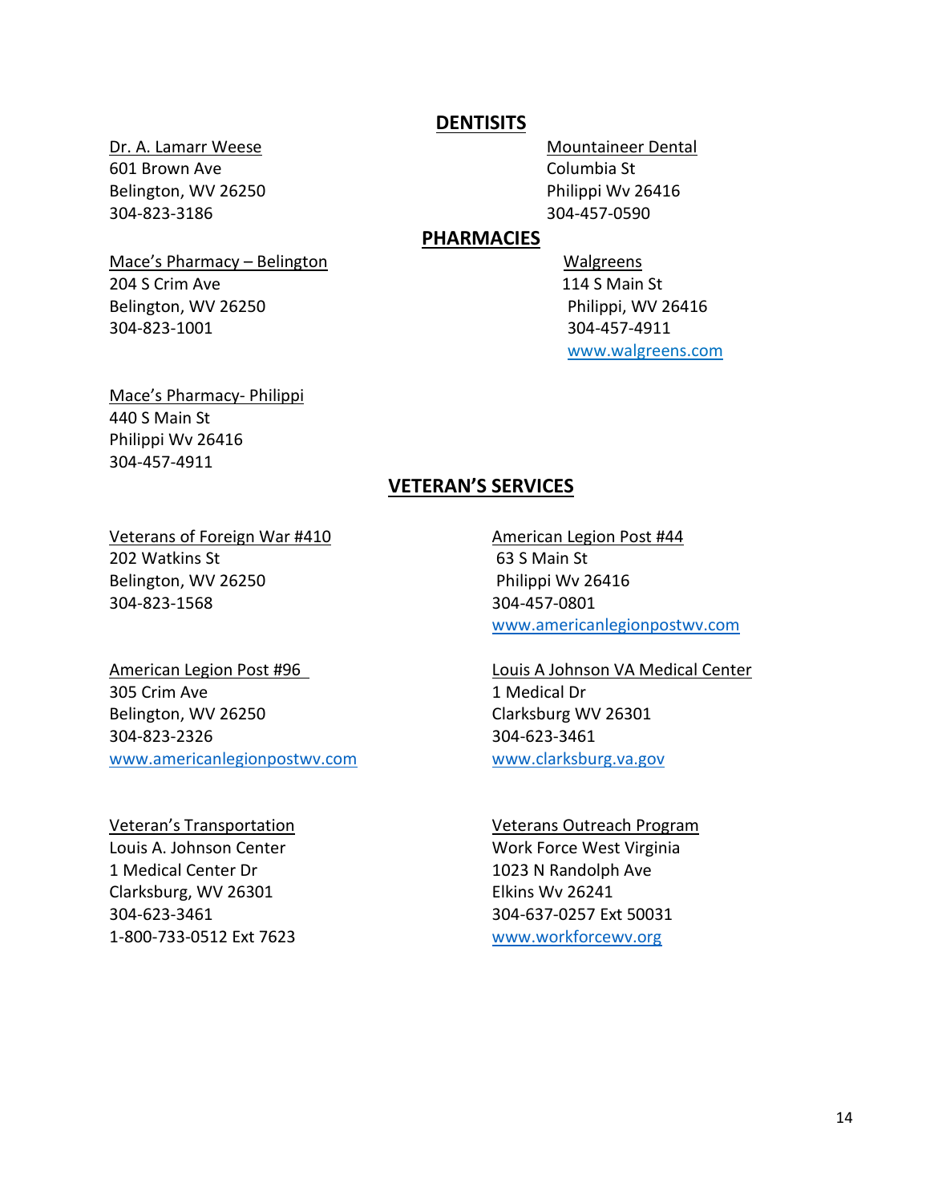## DENTISITS

Dr. A. Lamarr Weese
601 Brown Ave
Belington, WV 26250
304-823-3186

Mountaineer Dental
Columbia St
Philippi Wv 26416
304-457-0590

## PHARMACIES

Mace's Pharmacy – Belington
204 S Crim Ave
Belington, WV 26250
304-823-1001

Walgreens
114 S Main St
Philippi, WV 26416
304-457-4911
www.walgreens.com

Mace's Pharmacy- Philippi
440 S Main St
Philippi Wv 26416
304-457-4911

## VETERAN'S SERVICES

Veterans of Foreign War #410
202 Watkins St
Belington, WV 26250
304-823-1568

American Legion Post #44
63 S Main St
Philippi Wv 26416
304-457-0801
www.americanlegionpostwv.com

American Legion Post #96
305 Crim Ave
Belington, WV 26250
304-823-2326
www.americanlegionpostwv.com

Louis A Johnson VA Medical Center
1 Medical Dr
Clarksburg WV 26301
304-623-3461
www.clarksburg.va.gov

Veteran's Transportation
Louis A. Johnson Center
1 Medical Center Dr
Clarksburg, WV 26301
304-623-3461
1-800-733-0512 Ext 7623

Veterans Outreach Program
Work Force West Virginia
1023 N Randolph Ave
Elkins Wv 26241
304-637-0257 Ext 50031
www.workforcewv.org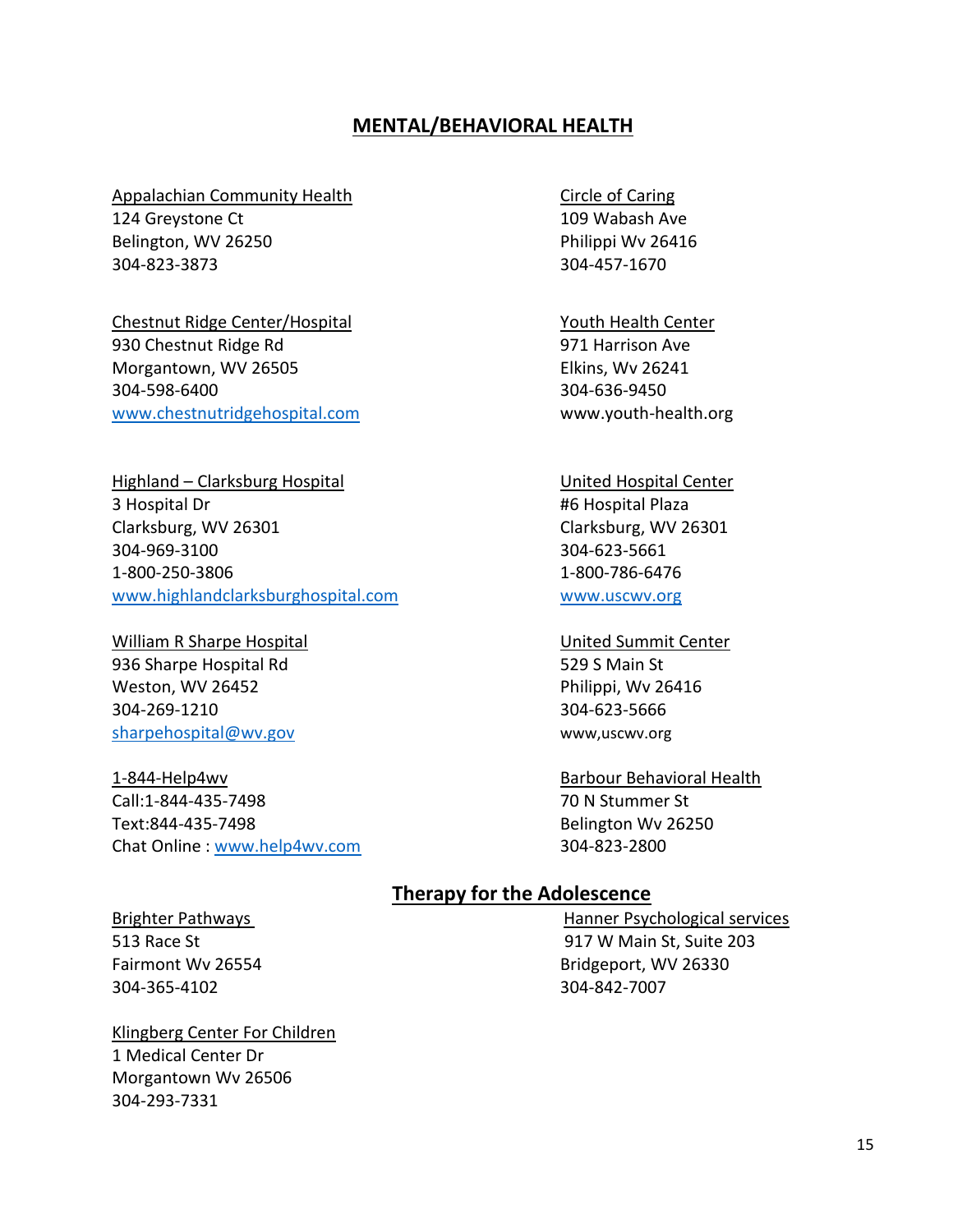# MENTAL/BEHAVIORAL HEALTH

Appalachian Community Health
124 Greystone Ct
Belington, WV 26250
304-823-3873

Chestnut Ridge Center/Hospital
930 Chestnut Ridge Rd
Morgantown, WV 26505
304-598-6400
www.chestnutridgehospital.com

Highland – Clarksburg Hospital
3 Hospital Dr
Clarksburg, WV 26301
304-969-3100
1-800-250-3806
www.highlandclarksburghospital.com

William R Sharpe Hospital
936 Sharpe Hospital Rd
Weston, WV 26452
304-269-1210
sharpehospital@wv.gov

1-844-Help4wv
Call:1-844-435-7498
Text:844-435-7498
Chat Online : www.help4wv.com

Circle of Caring
109 Wabash Ave
Philippi Wv 26416
304-457-1670

Youth Health Center
971 Harrison Ave
Elkins, Wv 26241
304-636-9450
www.youth-health.org

United Hospital Center
#6 Hospital Plaza
Clarksburg, WV 26301
304-623-5661
1-800-786-6476
www.uscwv.org

United Summit Center
529 S Main St
Philippi, Wv 26416
304-623-5666
www,uscwv.org

Barbour Behavioral Health
70 N Stummer St
Belington Wv 26250
304-823-2800

## Therapy for the Adolescence

Brighter Pathways
513 Race St
Fairmont Wv 26554
304-365-4102

Klingberg Center For Children
1 Medical Center Dr
Morgantown Wv 26506
304-293-7331

Hanner Psychological services
917 W Main St, Suite 203
Bridgeport, WV 26330
304-842-7007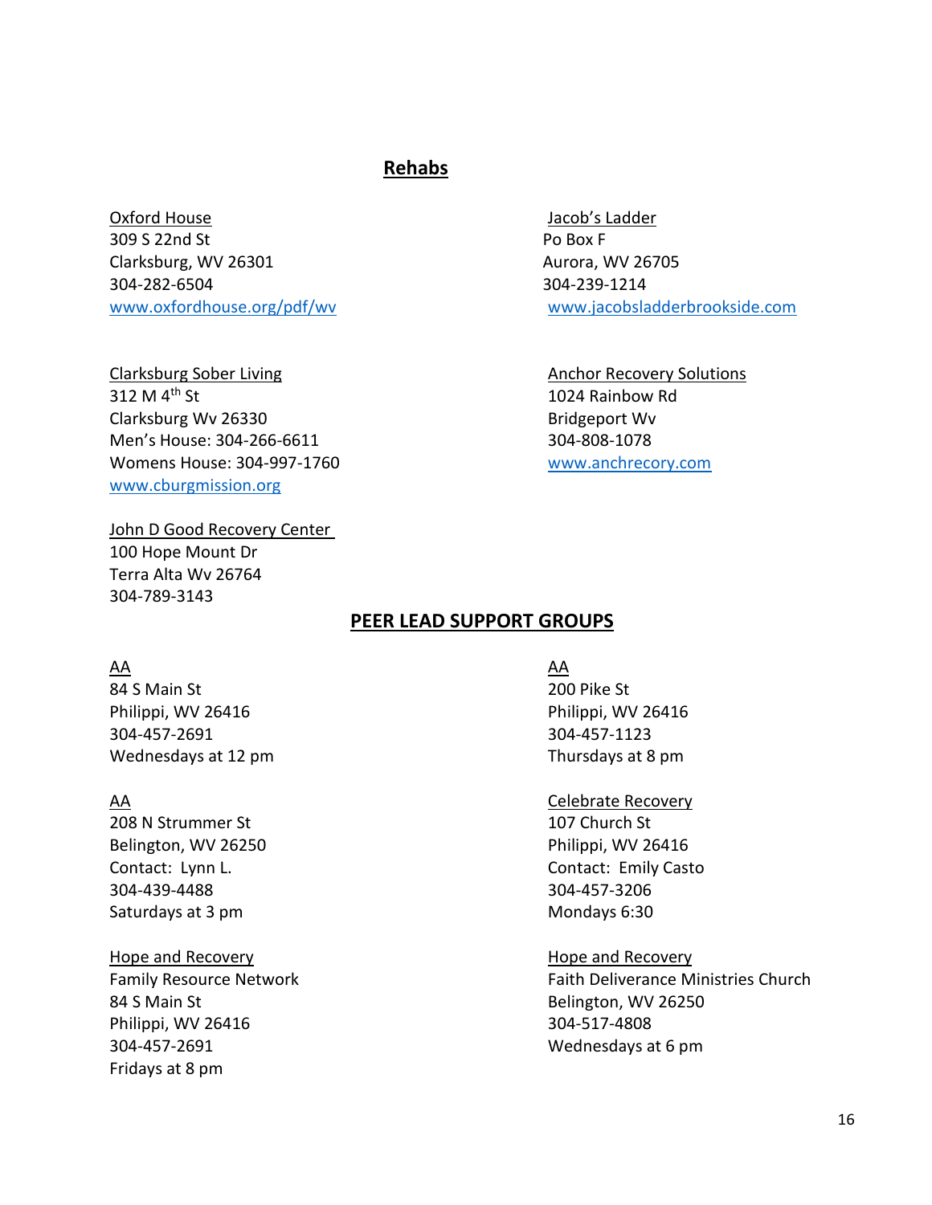## Rehabs

Oxford House
309 S 22nd St
Clarksburg, WV 26301
304-282-6504
www.oxfordhouse.org/pdf/wv

Jacob's Ladder
Po Box F
Aurora, WV 26705
304-239-1214
www.jacobsladderbrookside.com

Clarksburg Sober Living
312 M 4th St
Clarksburg Wv 26330
Men's House: 304-266-6611
Womens House: 304-997-1760
www.cburgmission.org

Anchor Recovery Solutions
1024 Rainbow Rd
Bridgeport Wv
304-808-1078
www.anchrecory.com

John D Good Recovery Center
100 Hope Mount Dr
Terra Alta Wv 26764
304-789-3143

## PEER LEAD SUPPORT GROUPS

AA
84 S Main St
Philippi, WV 26416
304-457-2691
Wednesdays at 12 pm

AA
200 Pike St
Philippi, WV 26416
304-457-1123
Thursdays at 8 pm

AA
208 N Strummer St
Belington, WV 26250
Contact: Lynn L.
304-439-4488
Saturdays at 3 pm

Celebrate Recovery
107 Church St
Philippi, WV 26416
Contact: Emily Casto
304-457-3206
Mondays 6:30

Hope and Recovery
Family Resource Network
84 S Main St
Philippi, WV 26416
304-457-2691
Fridays at 8 pm

Hope and Recovery
Faith Deliverance Ministries Church
Belington, WV 26250
304-517-4808
Wednesdays at 6 pm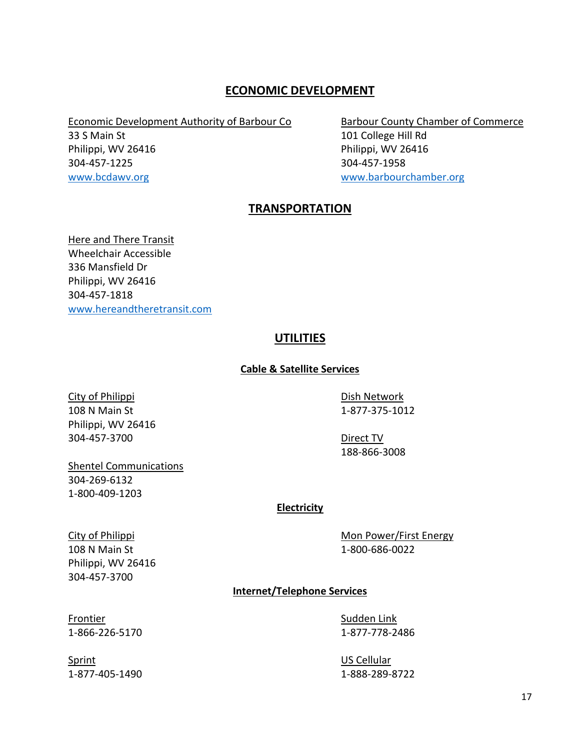## ECONOMIC DEVELOPMENT

Economic Development Authority of Barbour Co
33 S Main St
Philippi, WV 26416
304-457-1225
www.bcdawv.org

Barbour County Chamber of Commerce
101 College Hill Rd
Philippi, WV 26416
304-457-1958
www.barbourchamber.org

## TRANSPORTATION

Here and There Transit
Wheelchair Accessible
336 Mansfield Dr
Philippi, WV 26416
304-457-1818
www.hereandtheretransit.com

## UTILITIES

### Cable & Satellite Services

City of Philippi
108 N Main St
Philippi, WV 26416
304-457-3700

Shentel Communications
304-269-6132
1-800-409-1203

Dish Network
1-877-375-1012

Direct TV
188-866-3008

### Electricity

City of Philippi
108 N Main St
Philippi, WV 26416
304-457-3700

Mon Power/First Energy
1-800-686-0022

### Internet/Telephone Services

Frontier
1-866-226-5170

Sprint
1-877-405-1490

Sudden Link
1-877-778-2486

US Cellular
1-888-289-8722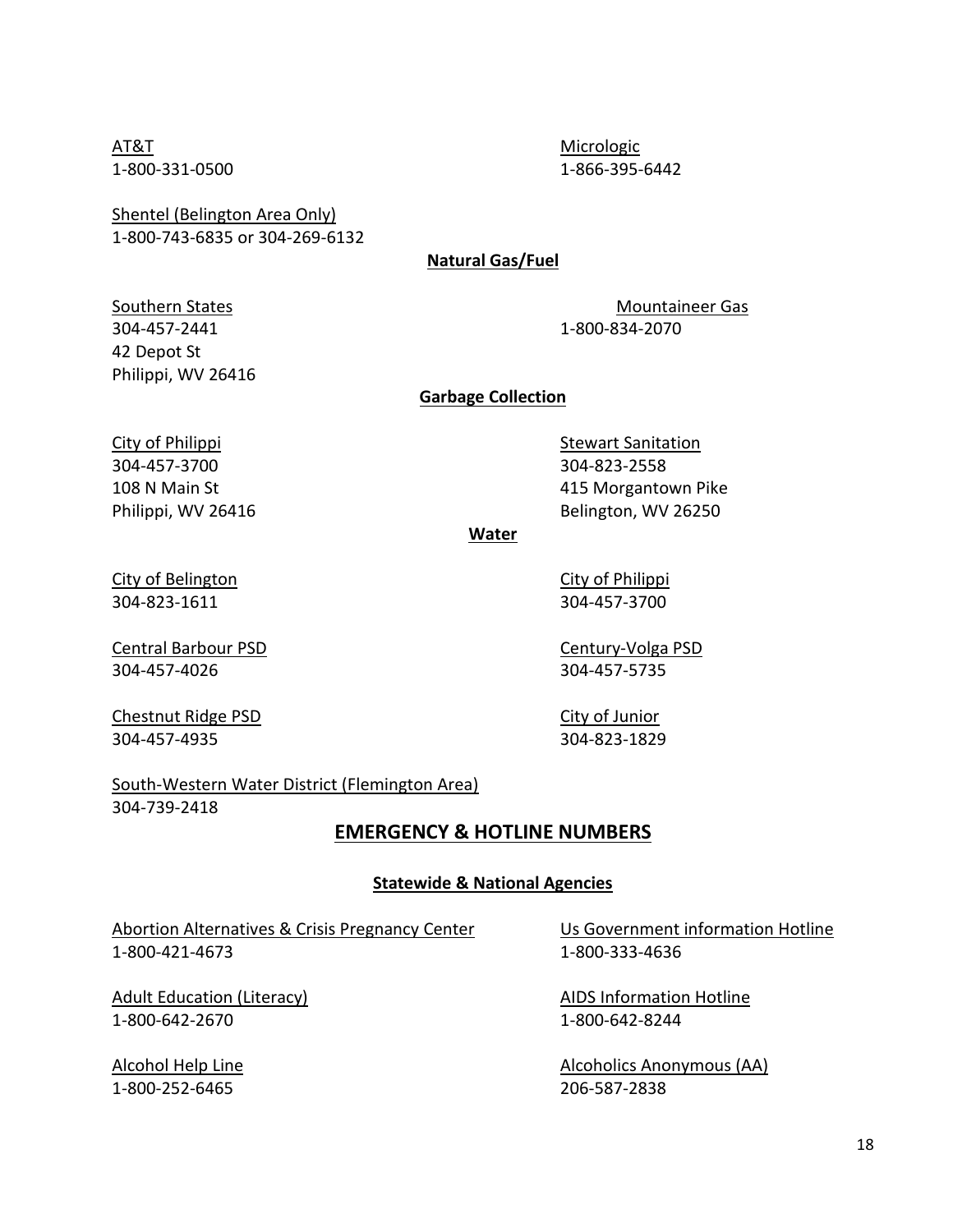AT&T
1-800-331-0500

Micrologic
1-866-395-6442

Shentel (Belington Area Only)
1-800-743-6835 or 304-269-6132

**Natural Gas/Fuel**

Southern States
304-457-2441
42 Depot St
Philippi, WV 26416

Mountaineer Gas
1-800-834-2070

**Garbage Collection**

City of Philippi
304-457-3700
108 N Main St
Philippi, WV 26416

Stewart Sanitation
304-823-2558
415 Morgantown Pike
Belington, WV 26250

**Water**

City of Belington
304-823-1611

City of Philippi
304-457-3700

Central Barbour PSD
304-457-4026

Century-Volga PSD
304-457-5735

Chestnut Ridge PSD
304-457-4935

City of Junior
304-823-1829

South-Western Water District (Flemington Area)
304-739-2418

## EMERGENCY & HOTLINE NUMBERS

**Statewide & National Agencies**

Abortion Alternatives & Crisis Pregnancy Center
1-800-421-4673

Us Government information Hotline
1-800-333-4636

Adult Education (Literacy)
1-800-642-2670

AIDS Information Hotline
1-800-642-8244

Alcohol Help Line
1-800-252-6465

Alcoholics Anonymous (AA)
206-587-2838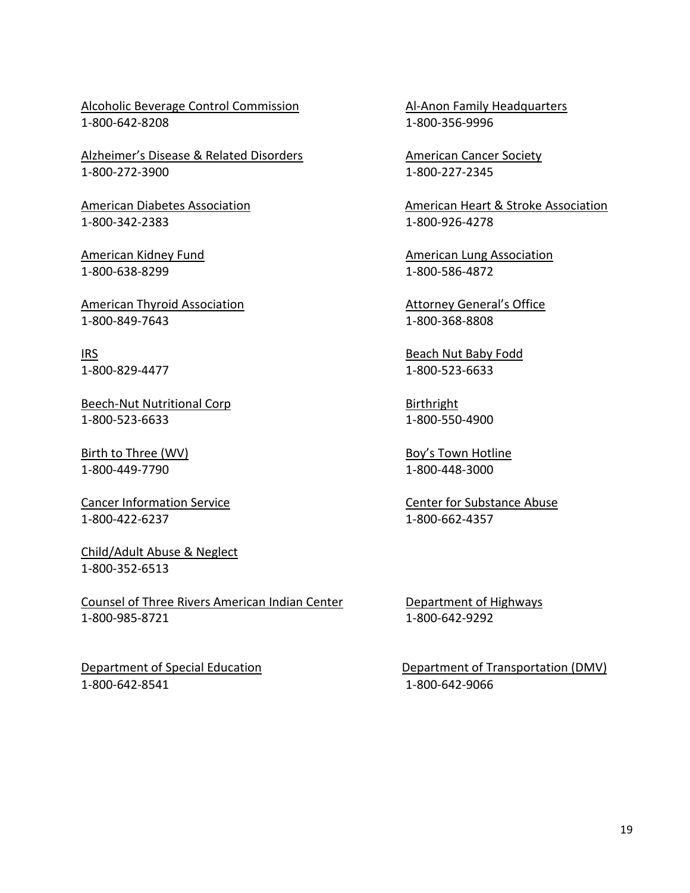Alcoholic Beverage Control Commission
1-800-642-8208

Al-Anon Family Headquarters
1-800-356-9996

Alzheimer's Disease & Related Disorders
1-800-272-3900

American Cancer Society
1-800-227-2345

American Diabetes Association
1-800-342-2383

American Heart & Stroke Association
1-800-926-4278

American Kidney Fund
1-800-638-8299

American Lung Association
1-800-586-4872

American Thyroid Association
1-800-849-7643

Attorney General's Office
1-800-368-8808

IRS
1-800-829-4477

Beach Nut Baby Fodd
1-800-523-6633

Beech-Nut Nutritional Corp
1-800-523-6633

Birthright
1-800-550-4900

Birth to Three (WV)
1-800-449-7790

Boy's Town Hotline
1-800-448-3000

Cancer Information Service
1-800-422-6237

Center for Substance Abuse
1-800-662-4357

Child/Adult Abuse & Neglect
1-800-352-6513

Counsel of Three Rivers American Indian Center
1-800-985-8721

Department of Highways
1-800-642-9292

Department of Special Education
1-800-642-8541

Department of Transportation (DMV)
1-800-642-9066